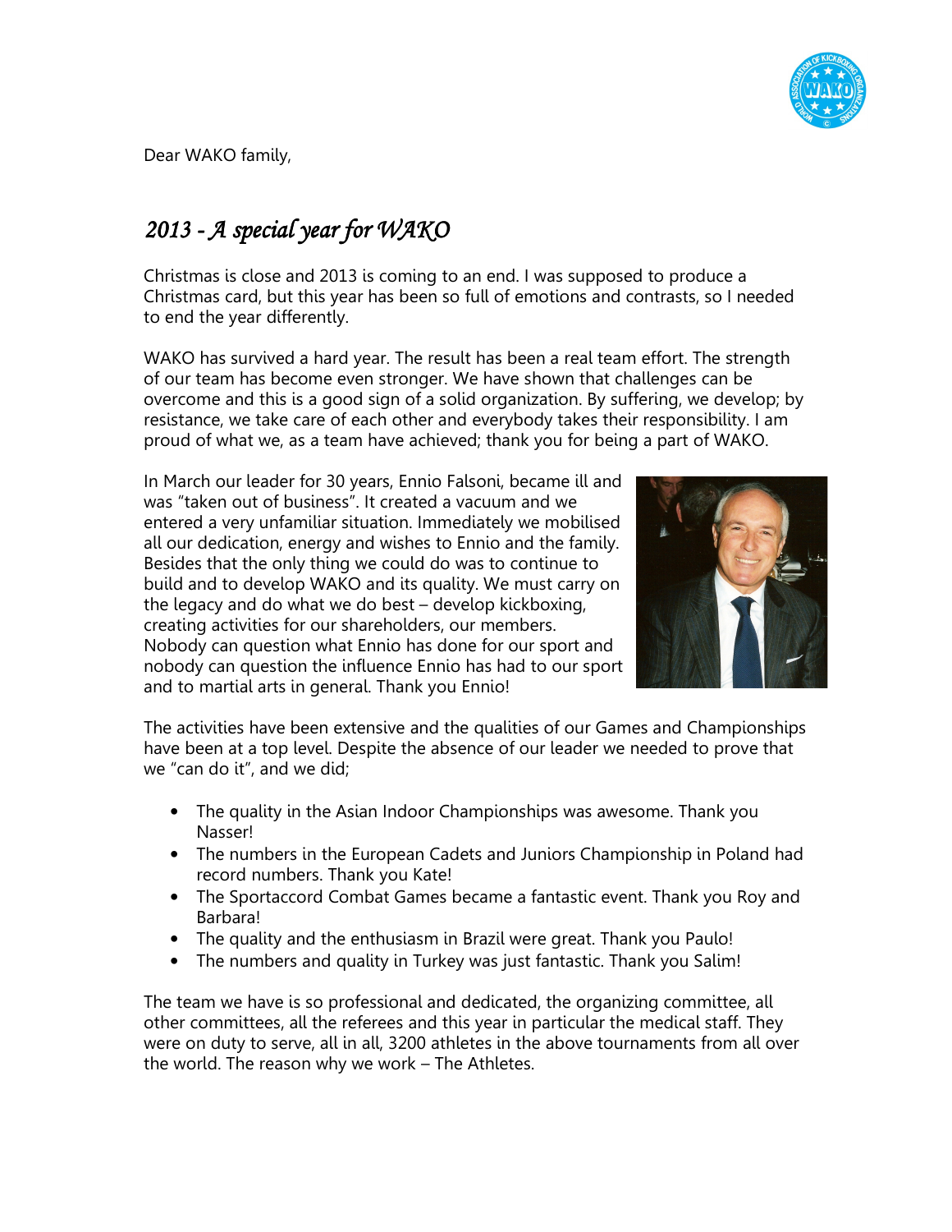Dear WAKO family,

## *2013 - A special year for WAKO*

Christmas is close and 2013 is coming to an end. I was supposed to produce a Christmas card, but this year has been so full of emotions and contrasts, so I needed to end the year differently.

WAKO has survived a hard year. The result has been a real team effort. The strength of our team has become even stronger. We have shown that challenges can be overcome and this is a good sign of a solid organization. By suffering, we develop; by resistance, we take care of each other and everybody takes their responsibility. I am proud of what we, as a team have achieved; thank you for being a part of WAKO.

In March our leader for 30 years, Ennio Falsoni, became ill and was "taken out of business". It created a vacuum and we entered a very unfamiliar situation. Immediately we mobilised all our dedication, energy and wishes to Ennio and the family. Besides that the only thing we could do was to continue to build and to develop WAKO and its quality. We must carry on the legacy and do what we do best – develop kickboxing, creating activities for our shareholders, our members. Nobody can question what Ennio has done for our sport and nobody can question the influence Ennio has had to our sport and to martial arts in general. Thank you Ennio!

The activities have been extensive and the qualities of our Games and Championships have been at a top level. Despite the absence of our leader we needed to prove that we "can do it", and we did;

- The quality in the Asian Indoor Championships was awesome. Thank you Nasser!
- The numbers in the European Cadets and Juniors Championship in Poland had record numbers. Thank you Kate!
- The Sportaccord Combat Games became a fantastic event. Thank you Roy and Barbara!
- The quality and the enthusiasm in Brazil were great. Thank you Paulo!
- The numbers and quality in Turkey was just fantastic. Thank you Salim!

The team we have is so professional and dedicated, the organizing committee, all other committees, all the referees and this year in particular the medical staff. They were on duty to serve, all in all, 3200 athletes in the above tournaments from all over the world. The reason why we work – The Athletes.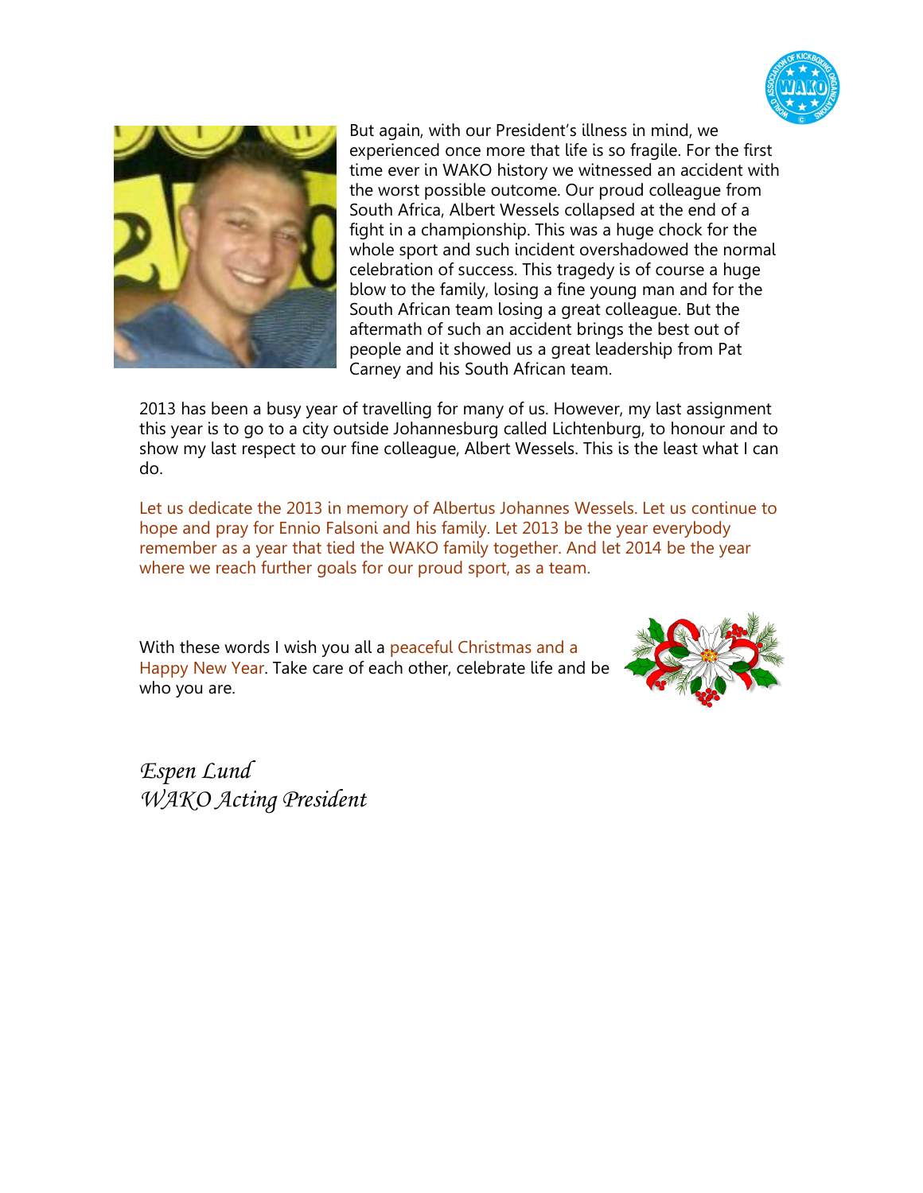But again, with our President's illness in mind, we experienced once more that life is so fragile. For the first time ever in WAKO history we witnessed an accident with the worst possible outcome. Our proud colleague from South Africa, Albert Wessels collapsed at the end of a fight in a championship. This was a huge chock for the whole sport and such incident overshadowed the normal celebration of success. This tragedy is of course a huge blow to the family, losing a fine young man and for the South African team losing a great colleague. But the aftermath of such an accident brings the best out of people and it showed us a great leadership from Pat Carney and his South African team.

2013 has been a busy year of travelling for many of us. However, my last assignment this year is to go to a city outside Johannesburg called Lichtenburg, to honour and to show my last respect to our fine colleague, Albert Wessels. This is the least what I can do.

Let us dedicate the 2013 in memory of Albertus Johannes Wessels. Let us continue to hope and pray for Ennio Falsoni and his family. Let 2013 be the year everybody remember as a year that tied the WAKO family together. And let 2014 be the year where we reach further goals for our proud sport, as a team.

With these words I wish you all a peaceful Christmas and a Happy New Year. Take care of each other, celebrate life and be who you are.

*Espen Lund*
*WAKO Acting President*